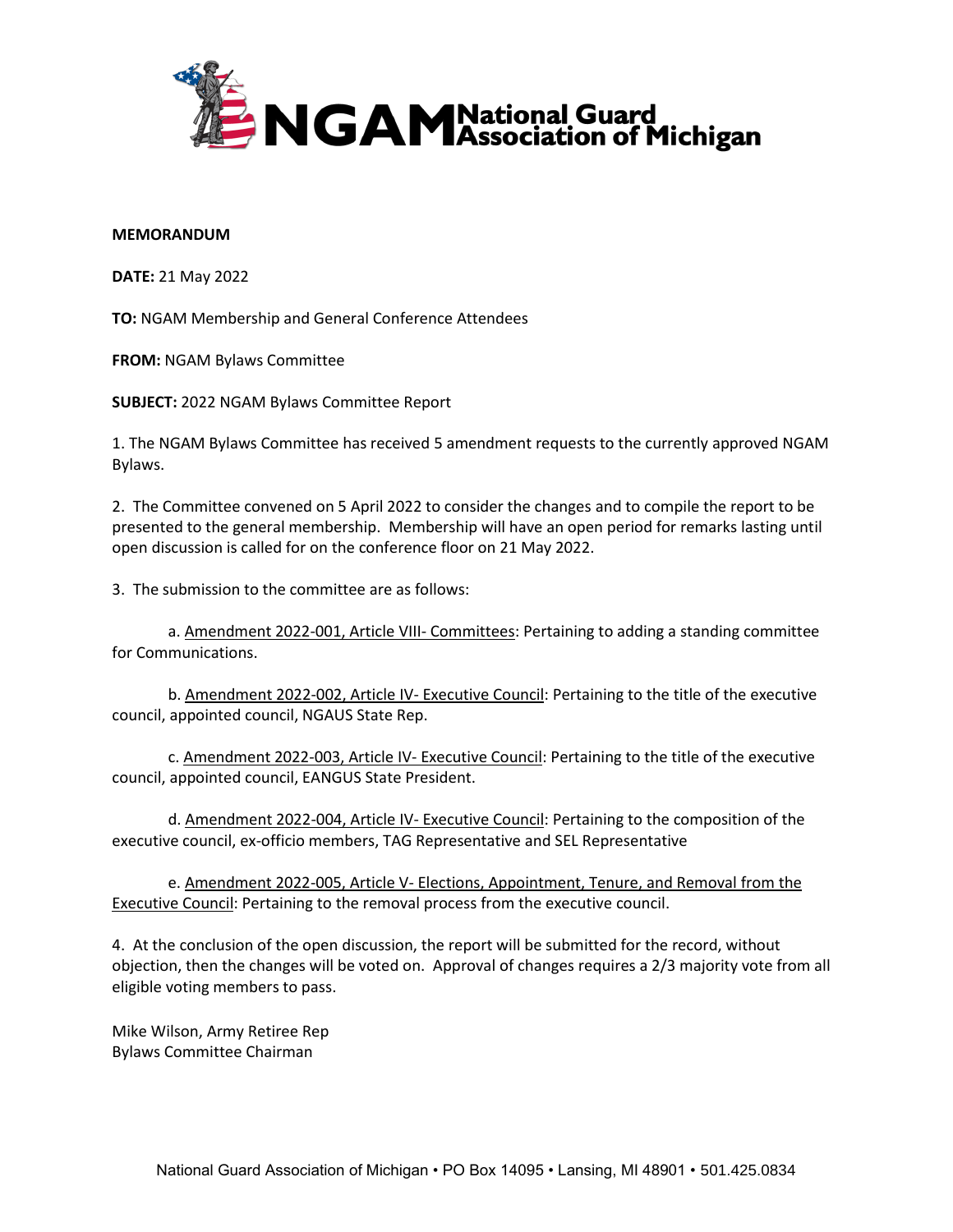# NGAM National Guard Association of Michigan

**MEMORANDUM**

**DATE:** 21 May 2022

**TO:** NGAM Membership and General Conference Attendees

**FROM:** NGAM Bylaws Committee

**SUBJECT:** 2022 NGAM Bylaws Committee Report

1. The NGAM Bylaws Committee has received 5 amendment requests to the currently approved NGAM Bylaws.

2. The Committee convened on 5 April 2022 to consider the changes and to compile the report to be presented to the general membership. Membership will have an open period for remarks lasting until open discussion is called for on the conference floor on 21 May 2022.

3. The submission to the committee are as follows:

   a. Amendment 2022-001, Article VIII- Committees: Pertaining to adding a standing committee for Communications.

   b. Amendment 2022-002, Article IV- Executive Council: Pertaining to the title of the executive council, appointed council, NGAUS State Rep.

   c. Amendment 2022-003, Article IV- Executive Council: Pertaining to the title of the executive council, appointed council, EANGUS State President.

   d. Amendment 2022-004, Article IV- Executive Council: Pertaining to the composition of the executive council, ex-officio members, TAG Representative and SEL Representative

   e. Amendment 2022-005, Article V- Elections, Appointment, Tenure, and Removal from the Executive Council: Pertaining to the removal process from the executive council.

4. At the conclusion of the open discussion, the report will be submitted for the record, without objection, then the changes will be voted on. Approval of changes requires a 2/3 majority vote from all eligible voting members to pass.

Mike Wilson, Army Retiree Rep
Bylaws Committee Chairman

National Guard Association of Michigan • PO Box 14095 • Lansing, MI 48901 • 501.425.0834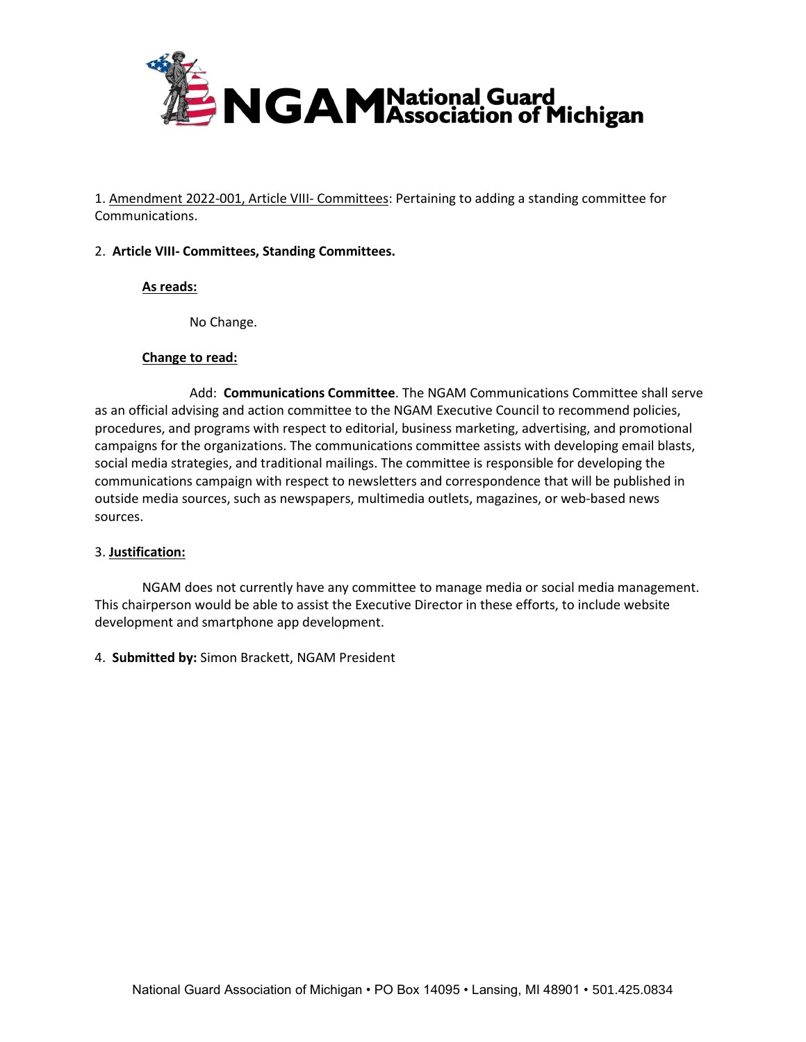1. Amendment 2022-001, Article VIII- Committees: Pertaining to adding a standing committee for Communications.

2. **Article VIII- Committees, Standing Committees.**

**As reads:**

No Change.

**Change to read:**

Add: **Communications Committee**. The NGAM Communications Committee shall serve as an official advising and action committee to the NGAM Executive Council to recommend policies, procedures, and programs with respect to editorial, business marketing, advertising, and promotional campaigns for the organizations. The communications committee assists with developing email blasts, social media strategies, and traditional mailings. The committee is responsible for developing the communications campaign with respect to newsletters and correspondence that will be published in outside media sources, such as newspapers, multimedia outlets, magazines, or web-based news sources.

3. **Justification:**

NGAM does not currently have any committee to manage media or social media management. This chairperson would be able to assist the Executive Director in these efforts, to include website development and smartphone app development.

4. **Submitted by:** Simon Brackett, NGAM President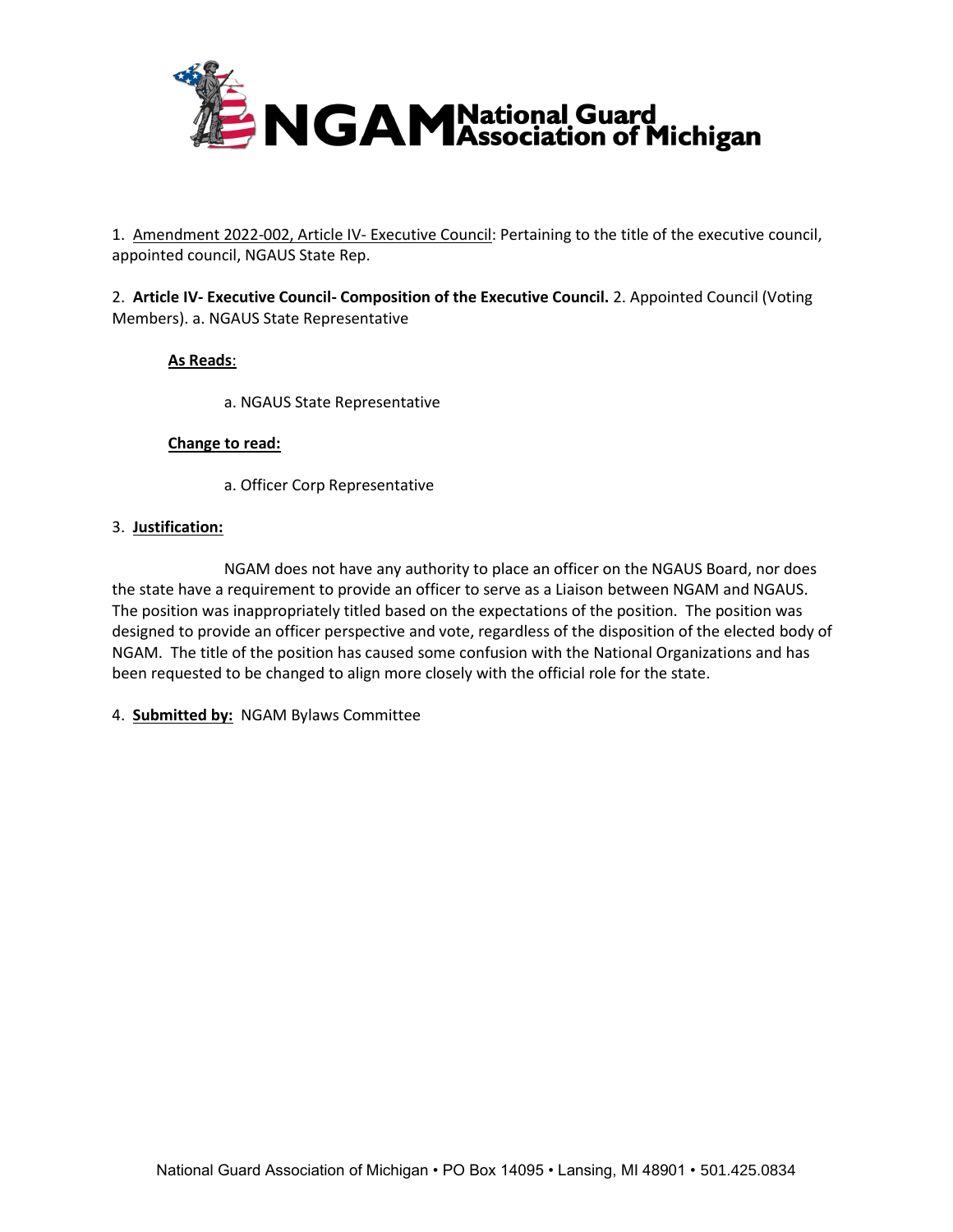1. Amendment 2022-002, Article IV- Executive Council: Pertaining to the title of the executive council, appointed council, NGAUS State Rep.

2. **Article IV- Executive Council- Composition of the Executive Council.** 2. Appointed Council (Voting Members). a. NGAUS State Representative

**As Reads**:

a. NGAUS State Representative

**Change to read:**

a. Officer Corp Representative

3. **Justification:**

NGAM does not have any authority to place an officer on the NGAUS Board, nor does the state have a requirement to provide an officer to serve as a Liaison between NGAM and NGAUS. The position was inappropriately titled based on the expectations of the position. The position was designed to provide an officer perspective and vote, regardless of the disposition of the elected body of NGAM. The title of the position has caused some confusion with the National Organizations and has been requested to be changed to align more closely with the official role for the state.

4. **Submitted by:** NGAM Bylaws Committee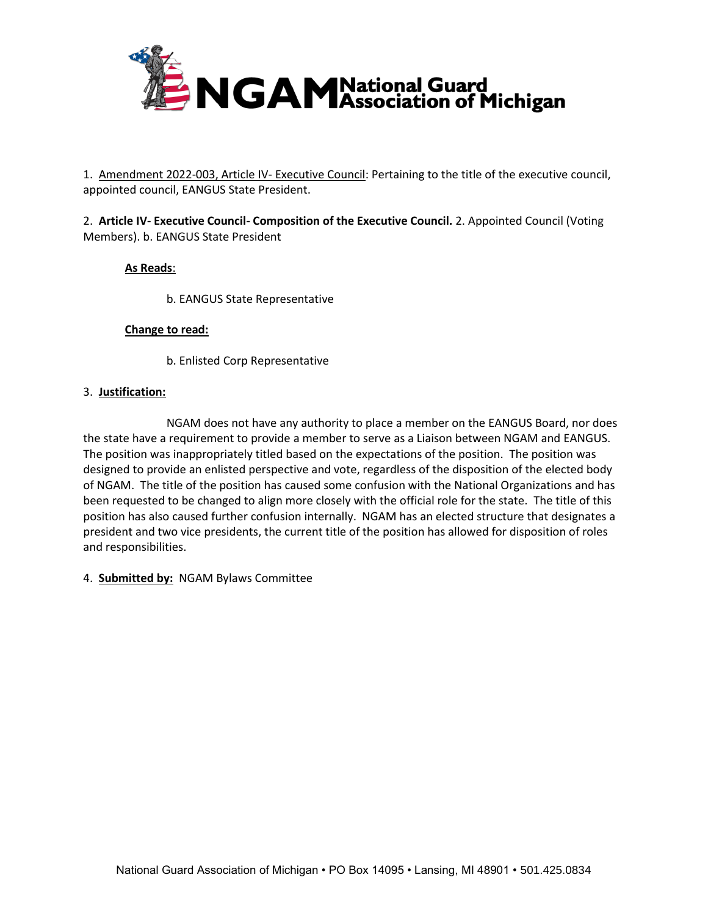1. Amendment 2022-003, Article IV- Executive Council: Pertaining to the title of the executive council, appointed council, EANGUS State President.

2. **Article IV- Executive Council- Composition of the Executive Council.** 2. Appointed Council (Voting Members). b. EANGUS State President

**As Reads**:

b. EANGUS State Representative

**Change to read:**

b. Enlisted Corp Representative

3. **Justification:**

NGAM does not have any authority to place a member on the EANGUS Board, nor does the state have a requirement to provide a member to serve as a Liaison between NGAM and EANGUS. The position was inappropriately titled based on the expectations of the position. The position was designed to provide an enlisted perspective and vote, regardless of the disposition of the elected body of NGAM. The title of the position has caused some confusion with the National Organizations and has been requested to be changed to align more closely with the official role for the state. The title of this position has also caused further confusion internally. NGAM has an elected structure that designates a president and two vice presidents, the current title of the position has allowed for disposition of roles and responsibilities.

4. **Submitted by:** NGAM Bylaws Committee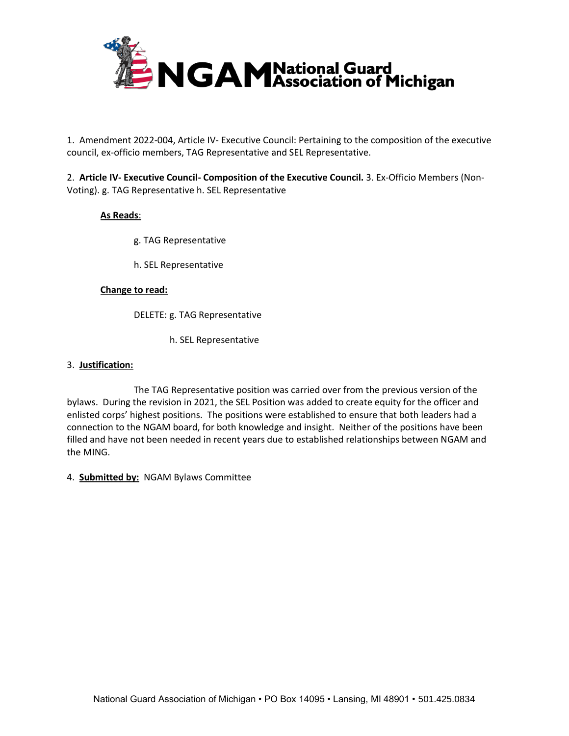# NGAM National Guard Association of Michigan

1. Amendment 2022-004, Article IV- Executive Council: Pertaining to the composition of the executive council, ex-officio members, TAG Representative and SEL Representative.

2. **Article IV- Executive Council- Composition of the Executive Council.** 3. Ex-Officio Members (Non-Voting). g. TAG Representative h. SEL Representative

**As Reads**:

g. TAG Representative

h. SEL Representative

**Change to read:**

DELETE: g. TAG Representative

h. SEL Representative

3. **Justification:**

The TAG Representative position was carried over from the previous version of the bylaws. During the revision in 2021, the SEL Position was added to create equity for the officer and enlisted corps' highest positions. The positions were established to ensure that both leaders had a connection to the NGAM board, for both knowledge and insight. Neither of the positions have been filled and have not been needed in recent years due to established relationships between NGAM and the MING.

4. **Submitted by:** NGAM Bylaws Committee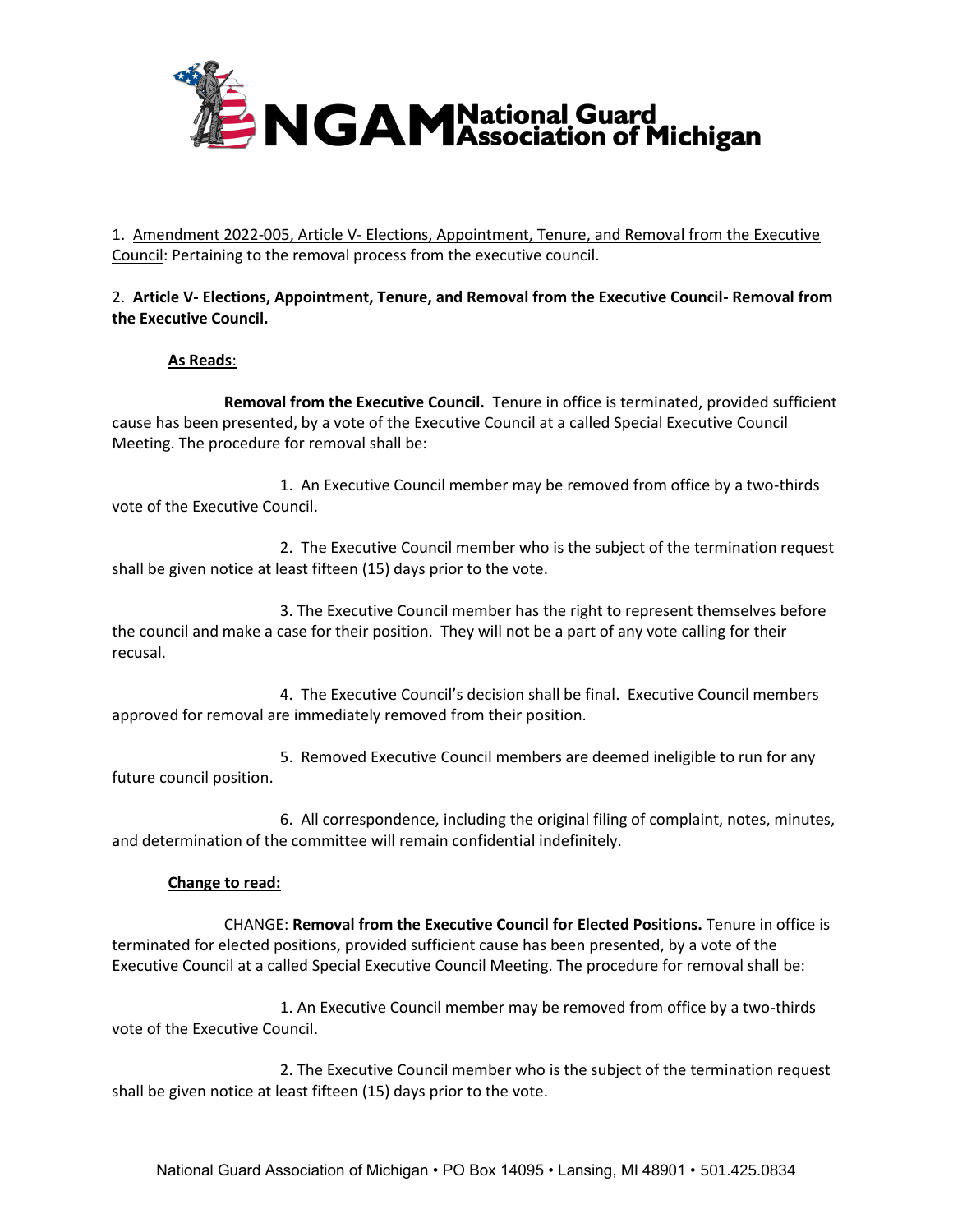# NGAM National Guard Association of Michigan

1. Amendment 2022-005, Article V- Elections, Appointment, Tenure, and Removal from the Executive Council: Pertaining to the removal process from the executive council.

2. **Article V- Elections, Appointment, Tenure, and Removal from the Executive Council- Removal from the Executive Council.**

**As Reads**:

**Removal from the Executive Council.** Tenure in office is terminated, provided sufficient cause has been presented, by a vote of the Executive Council at a called Special Executive Council Meeting. The procedure for removal shall be:

1. An Executive Council member may be removed from office by a two-thirds vote of the Executive Council.

2. The Executive Council member who is the subject of the termination request shall be given notice at least fifteen (15) days prior to the vote.

3. The Executive Council member has the right to represent themselves before the council and make a case for their position. They will not be a part of any vote calling for their recusal.

4. The Executive Council's decision shall be final. Executive Council members approved for removal are immediately removed from their position.

5. Removed Executive Council members are deemed ineligible to run for any future council position.

6. All correspondence, including the original filing of complaint, notes, minutes, and determination of the committee will remain confidential indefinitely.

**Change to read:**

CHANGE: **Removal from the Executive Council for Elected Positions.** Tenure in office is terminated for elected positions, provided sufficient cause has been presented, by a vote of the Executive Council at a called Special Executive Council Meeting. The procedure for removal shall be:

1. An Executive Council member may be removed from office by a two-thirds vote of the Executive Council.

2. The Executive Council member who is the subject of the termination request shall be given notice at least fifteen (15) days prior to the vote.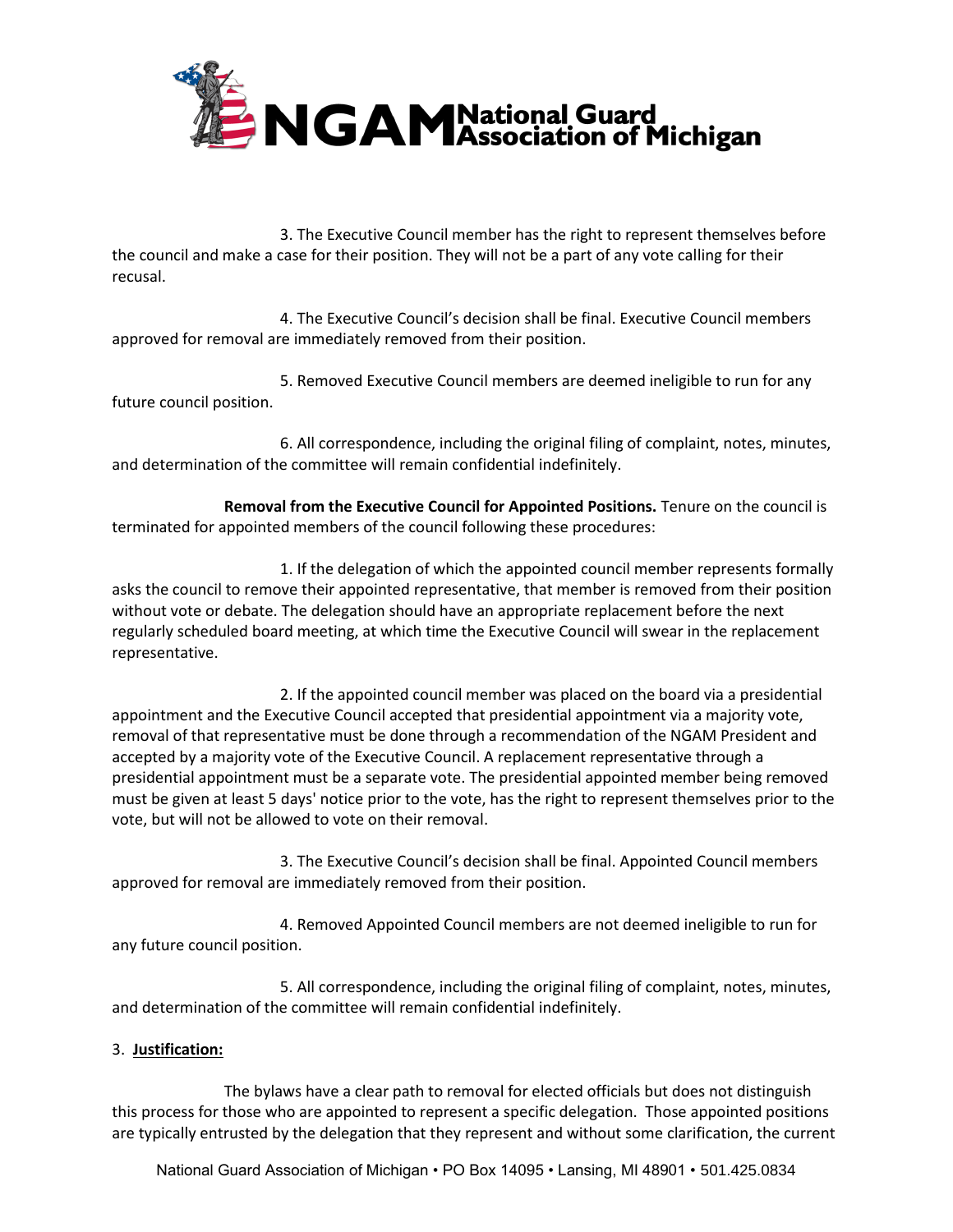3. The Executive Council member has the right to represent themselves before the council and make a case for their position. They will not be a part of any vote calling for their recusal.

4. The Executive Council's decision shall be final. Executive Council members approved for removal are immediately removed from their position.

5. Removed Executive Council members are deemed ineligible to run for any future council position.

6. All correspondence, including the original filing of complaint, notes, minutes, and determination of the committee will remain confidential indefinitely.

**Removal from the Executive Council for Appointed Positions.** Tenure on the council is terminated for appointed members of the council following these procedures:

1. If the delegation of which the appointed council member represents formally asks the council to remove their appointed representative, that member is removed from their position without vote or debate. The delegation should have an appropriate replacement before the next regularly scheduled board meeting, at which time the Executive Council will swear in the replacement representative.

2. If the appointed council member was placed on the board via a presidential appointment and the Executive Council accepted that presidential appointment via a majority vote, removal of that representative must be done through a recommendation of the NGAM President and accepted by a majority vote of the Executive Council. A replacement representative through a presidential appointment must be a separate vote. The presidential appointed member being removed must be given at least 5 days' notice prior to the vote, has the right to represent themselves prior to the vote, but will not be allowed to vote on their removal.

3. The Executive Council's decision shall be final. Appointed Council members approved for removal are immediately removed from their position.

4. Removed Appointed Council members are not deemed ineligible to run for any future council position.

5. All correspondence, including the original filing of complaint, notes, minutes, and determination of the committee will remain confidential indefinitely.

3. **Justification:**

The bylaws have a clear path to removal for elected officials but does not distinguish this process for those who are appointed to represent a specific delegation. Those appointed positions are typically entrusted by the delegation that they represent and without some clarification, the current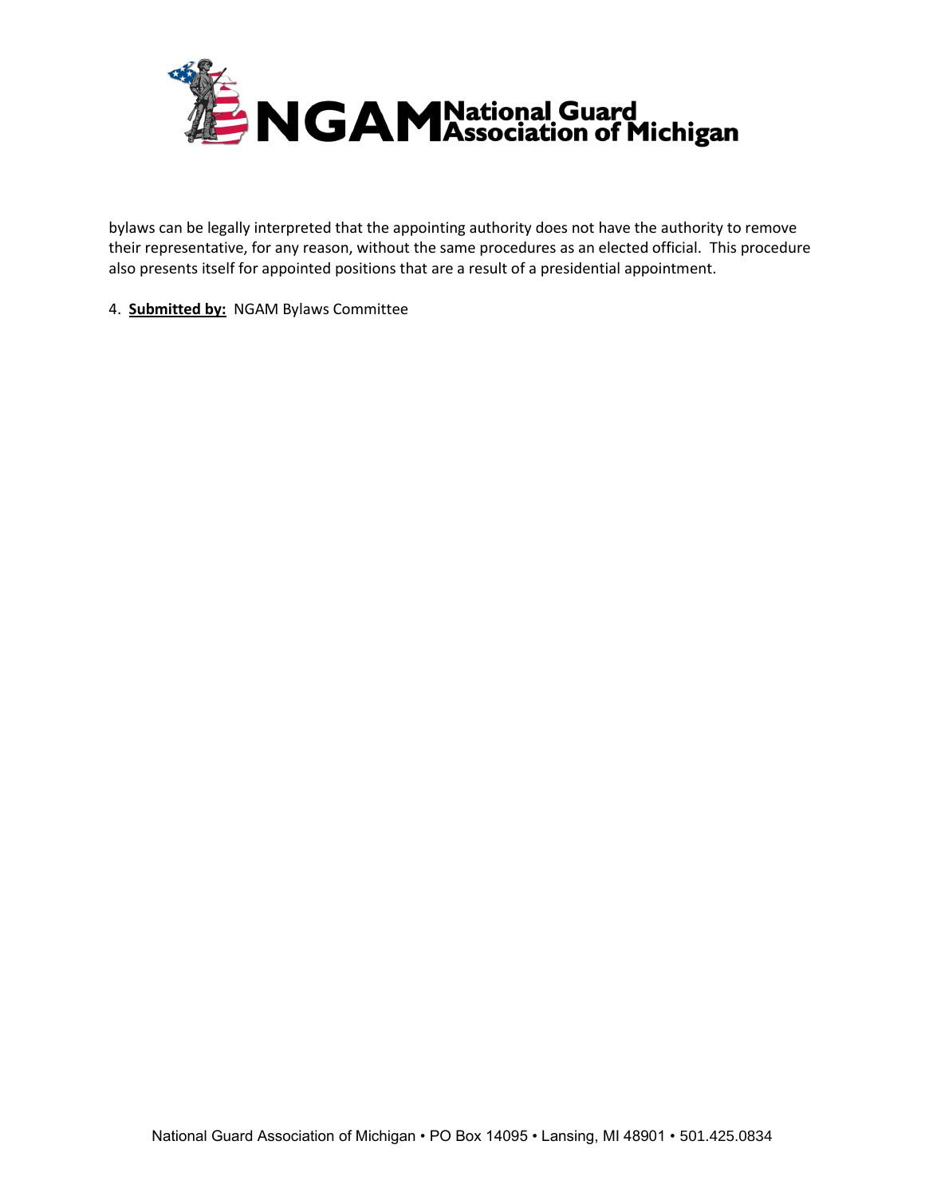bylaws can be legally interpreted that the appointing authority does not have the authority to remove their representative, for any reason, without the same procedures as an elected official. This procedure also presents itself for appointed positions that are a result of a presidential appointment.

4. **Submitted by:** NGAM Bylaws Committee